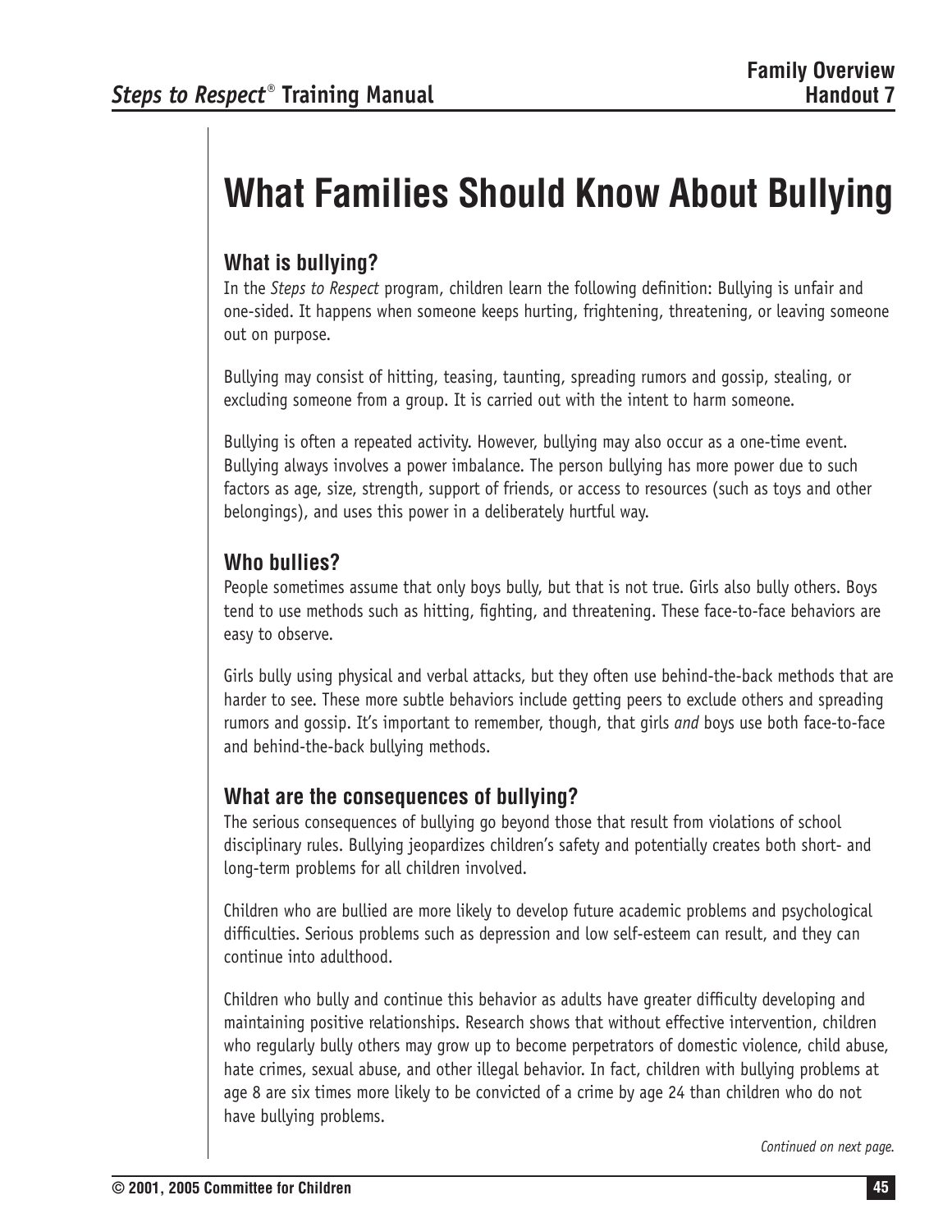# What Families Should Know About Bullying

## What is bullying?

In the *Steps to Respect* program, children learn the following definition: Bullying is unfair and one-sided. It happens when someone keeps hurting, frightening, threatening, or leaving someone out on purpose.

Bullying may consist of hitting, teasing, taunting, spreading rumors and gossip, stealing, or excluding someone from a group. It is carried out with the intent to harm someone.

Bullying is often a repeated activity. However, bullying may also occur as a one-time event. Bullying always involves a power imbalance. The person bullying has more power due to such factors as age, size, strength, support of friends, or access to resources (such as toys and other belongings), and uses this power in a deliberately hurtful way.

## Who bullies?

People sometimes assume that only boys bully, but that is not true. Girls also bully others. Boys tend to use methods such as hitting, fighting, and threatening. These face-to-face behaviors are easy to observe.

Girls bully using physical and verbal attacks, but they often use behind-the-back methods that are harder to see. These more subtle behaviors include getting peers to exclude others and spreading rumors and gossip. It's important to remember, though, that girls *and* boys use both face-to-face and behind-the-back bullying methods.

## What are the consequences of bullying?

The serious consequences of bullying go beyond those that result from violations of school disciplinary rules. Bullying jeopardizes children's safety and potentially creates both short- and long-term problems for all children involved.

Children who are bullied are more likely to develop future academic problems and psychological difficulties. Serious problems such as depression and low self-esteem can result, and they can continue into adulthood.

Children who bully and continue this behavior as adults have greater difficulty developing and maintaining positive relationships. Research shows that without effective intervention, children who regularly bully others may grow up to become perpetrators of domestic violence, child abuse, hate crimes, sexual abuse, and other illegal behavior. In fact, children with bullying problems at age 8 are six times more likely to be convicted of a crime by age 24 than children who do not have bullying problems.

*Continued on next page.*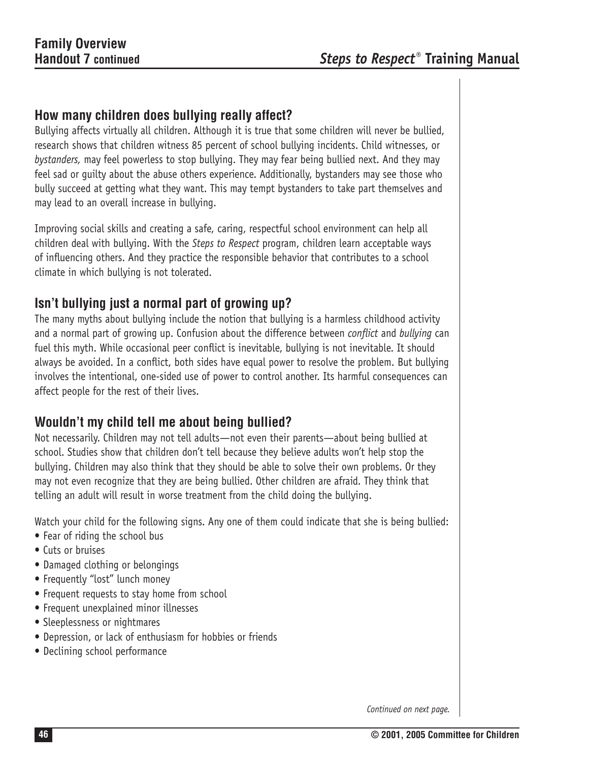## How many children does bullying really affect?

Bullying affects virtually all children. Although it is true that some children will never be bullied, research shows that children witness 85 percent of school bullying incidents. Child witnesses, or *bystanders,* may feel powerless to stop bullying. They may fear being bullied next. And they may feel sad or guilty about the abuse others experience. Additionally, bystanders may see those who bully succeed at getting what they want. This may tempt bystanders to take part themselves and may lead to an overall increase in bullying.

Improving social skills and creating a safe, caring, respectful school environment can help all children deal with bullying. With the *Steps to Respect* program, children learn acceptable ways of influencing others. And they practice the responsible behavior that contributes to a school climate in which bullying is not tolerated.

## Isn't bullying just a normal part of growing up?

The many myths about bullying include the notion that bullying is a harmless childhood activity and a normal part of growing up. Confusion about the difference between *conflict* and *bullying* can fuel this myth. While occasional peer conflict is inevitable, bullying is not inevitable. It should always be avoided. In a conflict, both sides have equal power to resolve the problem. But bullying involves the intentional, one-sided use of power to control another. Its harmful consequences can affect people for the rest of their lives.

## Wouldn't my child tell me about being bullied?

Not necessarily. Children may not tell adults—not even their parents—about being bullied at school. Studies show that children don't tell because they believe adults won't help stop the bullying. Children may also think that they should be able to solve their own problems. Or they may not even recognize that they are being bullied. Other children are afraid. They think that telling an adult will result in worse treatment from the child doing the bullying.

Watch your child for the following signs. Any one of them could indicate that she is being bullied:

- Fear of riding the school bus
- Cuts or bruises
- Damaged clothing or belongings
- Frequently "lost" lunch money
- Frequent requests to stay home from school
- Frequent unexplained minor illnesses
- Sleeplessness or nightmares
- Depression, or lack of enthusiasm for hobbies or friends
- Declining school performance

*Continued on next page.*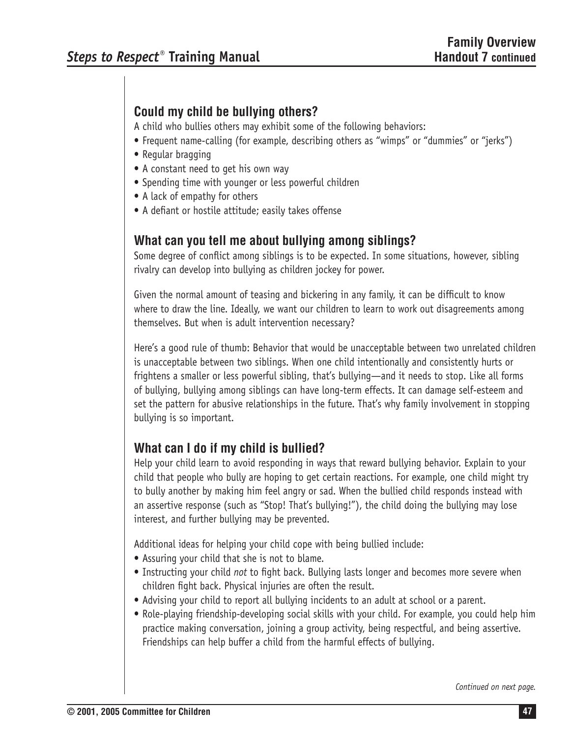## Could my child be bullying others?

A child who bullies others may exhibit some of the following behaviors:

- Frequent name-calling (for example, describing others as "wimps" or "dummies" or "jerks")
- Regular bragging
- A constant need to get his own way
- Spending time with younger or less powerful children
- A lack of empathy for others
- A defiant or hostile attitude; easily takes offense

## What can you tell me about bullying among siblings?

Some degree of conflict among siblings is to be expected. In some situations, however, sibling rivalry can develop into bullying as children jockey for power.

Given the normal amount of teasing and bickering in any family, it can be difficult to know where to draw the line. Ideally, we want our children to learn to work out disagreements among themselves. But when is adult intervention necessary?

Here's a good rule of thumb: Behavior that would be unacceptable between two unrelated children is unacceptable between two siblings. When one child intentionally and consistently hurts or frightens a smaller or less powerful sibling, that's bullying—and it needs to stop. Like all forms of bullying, bullying among siblings can have long-term effects. It can damage self-esteem and set the pattern for abusive relationships in the future. That's why family involvement in stopping bullying is so important.

## What can I do if my child is bullied?

Help your child learn to avoid responding in ways that reward bullying behavior. Explain to your child that people who bully are hoping to get certain reactions. For example, one child might try to bully another by making him feel angry or sad. When the bullied child responds instead with an assertive response (such as "Stop! That's bullying!"), the child doing the bullying may lose interest, and further bullying may be prevented.

Additional ideas for helping your child cope with being bullied include:

- Assuring your child that she is not to blame.
- Instructing your child *not* to fight back. Bullying lasts longer and becomes more severe when children fight back. Physical injuries are often the result.
- Advising your child to report all bullying incidents to an adult at school or a parent.
- Role-playing friendship-developing social skills with your child. For example, you could help him practice making conversation, joining a group activity, being respectful, and being assertive. Friendships can help buffer a child from the harmful effects of bullying.

*Continued on next page.*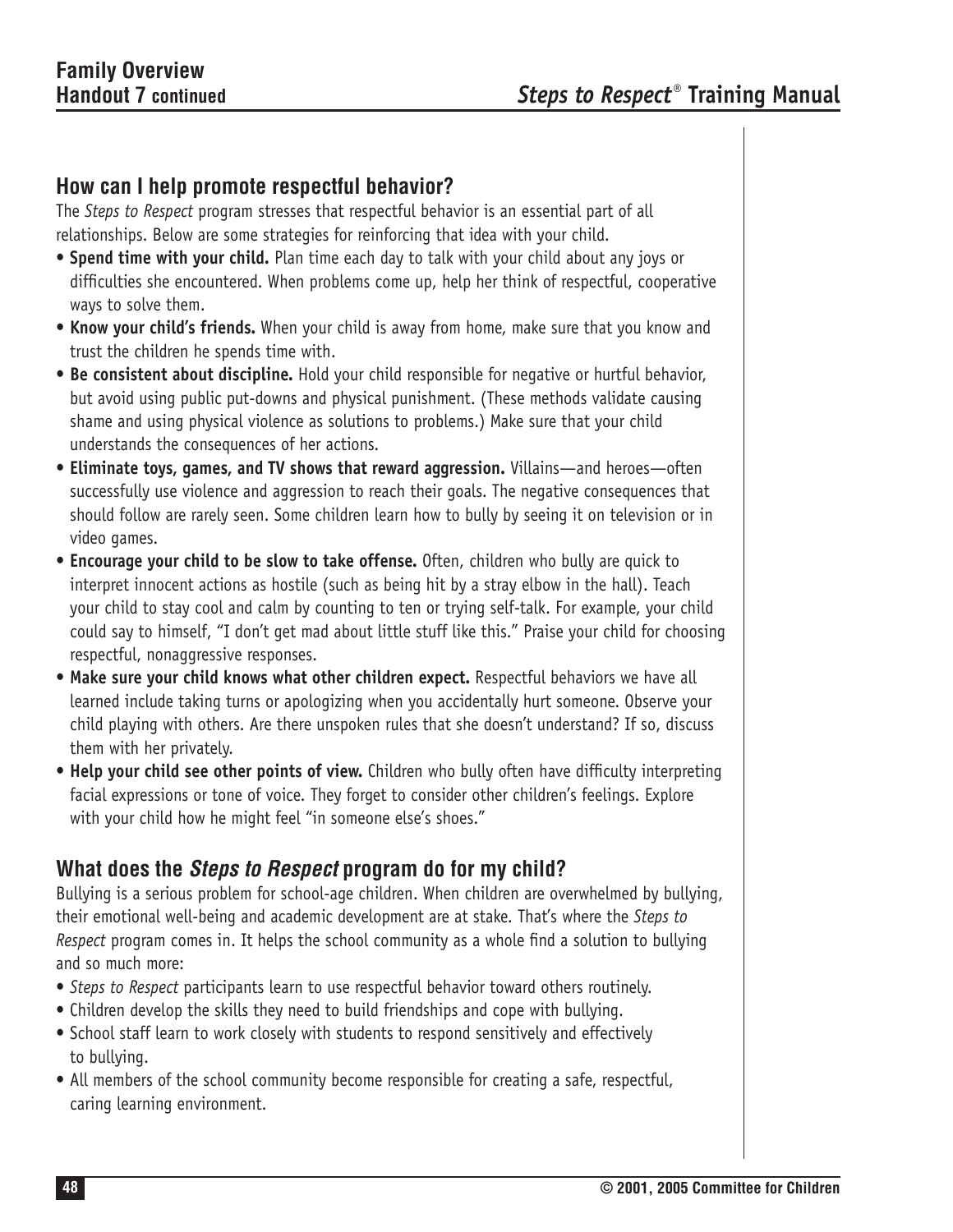## How can I help promote respectful behavior?

The *Steps to Respect* program stresses that respectful behavior is an essential part of all relationships. Below are some strategies for reinforcing that idea with your child.

- **Spend time with your child.** Plan time each day to talk with your child about any joys or difficulties she encountered. When problems come up, help her think of respectful, cooperative ways to solve them.
- **Know your child's friends.** When your child is away from home, make sure that you know and trust the children he spends time with.
- **Be consistent about discipline.** Hold your child responsible for negative or hurtful behavior, but avoid using public put-downs and physical punishment. (These methods validate causing shame and using physical violence as solutions to problems.) Make sure that your child understands the consequences of her actions.
- **Eliminate toys, games, and TV shows that reward aggression.** Villains—and heroes—often successfully use violence and aggression to reach their goals. The negative consequences that should follow are rarely seen. Some children learn how to bully by seeing it on television or in video games.
- **Encourage your child to be slow to take offense.** Often, children who bully are quick to interpret innocent actions as hostile (such as being hit by a stray elbow in the hall). Teach your child to stay cool and calm by counting to ten or trying self-talk. For example, your child could say to himself, "I don't get mad about little stuff like this." Praise your child for choosing respectful, nonaggressive responses.
- **Make sure your child knows what other children expect.** Respectful behaviors we have all learned include taking turns or apologizing when you accidentally hurt someone. Observe your child playing with others. Are there unspoken rules that she doesn't understand? If so, discuss them with her privately.
- **Help your child see other points of view.** Children who bully often have difficulty interpreting facial expressions or tone of voice. They forget to consider other children's feelings. Explore with your child how he might feel "in someone else's shoes."

## What does the *Steps to Respect* program do for my child?

Bullying is a serious problem for school-age children. When children are overwhelmed by bullying, their emotional well-being and academic development are at stake. That's where the *Steps to Respect* program comes in. It helps the school community as a whole find a solution to bullying and so much more:

- *Steps to Respect* participants learn to use respectful behavior toward others routinely.
- Children develop the skills they need to build friendships and cope with bullying.
- School staff learn to work closely with students to respond sensitively and effectively to bullying.
- All members of the school community become responsible for creating a safe, respectful, caring learning environment.